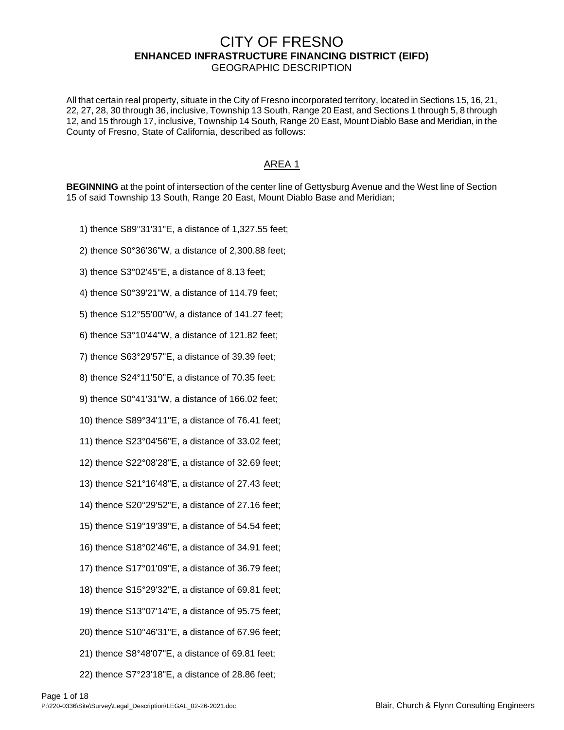# CITY OF FRESNO
## ENHANCED INFRASTRUCTURE FINANCING DISTRICT (EIFD)
### GEOGRAPHIC DESCRIPTION

All that certain real property, situate in the City of Fresno incorporated territory, located in Sections 15, 16, 21, 22, 27, 28, 30 through 36, inclusive, Township 13 South, Range 20 East, and Sections 1 through 5, 8 through 12, and 15 through 17, inclusive, Township 14 South, Range 20 East, Mount Diablo Base and Meridian, in the County of Fresno, State of California, described as follows:

## AREA 1

**BEGINNING** at the point of intersection of the center line of Gettysburg Avenue and the West line of Section 15 of said Township 13 South, Range 20 East, Mount Diablo Base and Meridian;

1) thence S89°31'31"E, a distance of 1,327.55 feet;

2) thence S0°36'36"W, a distance of 2,300.88 feet;

3) thence S3°02'45"E, a distance of 8.13 feet;

4) thence S0°39'21"W, a distance of 114.79 feet;

5) thence S12°55'00"W, a distance of 141.27 feet;

6) thence S3°10'44"W, a distance of 121.82 feet;

7) thence S63°29'57"E, a distance of 39.39 feet;

8) thence S24°11'50"E, a distance of 70.35 feet;

9) thence S0°41'31"W, a distance of 166.02 feet;

10) thence S89°34'11"E, a distance of 76.41 feet;

11) thence S23°04'56"E, a distance of 33.02 feet;

12) thence S22°08'28"E, a distance of 32.69 feet;

13) thence S21°16'48"E, a distance of 27.43 feet;

14) thence S20°29'52"E, a distance of 27.16 feet;

15) thence S19°19'39"E, a distance of 54.54 feet;

16) thence S18°02'46"E, a distance of 34.91 feet;

17) thence S17°01'09"E, a distance of 36.79 feet;

18) thence S15°29'32"E, a distance of 69.81 feet;

19) thence S13°07'14"E, a distance of 95.75 feet;

20) thence S10°46'31"E, a distance of 67.96 feet;

21) thence S8°48'07"E, a distance of 69.81 feet;

22) thence S7°23'18"E, a distance of 28.86 feet;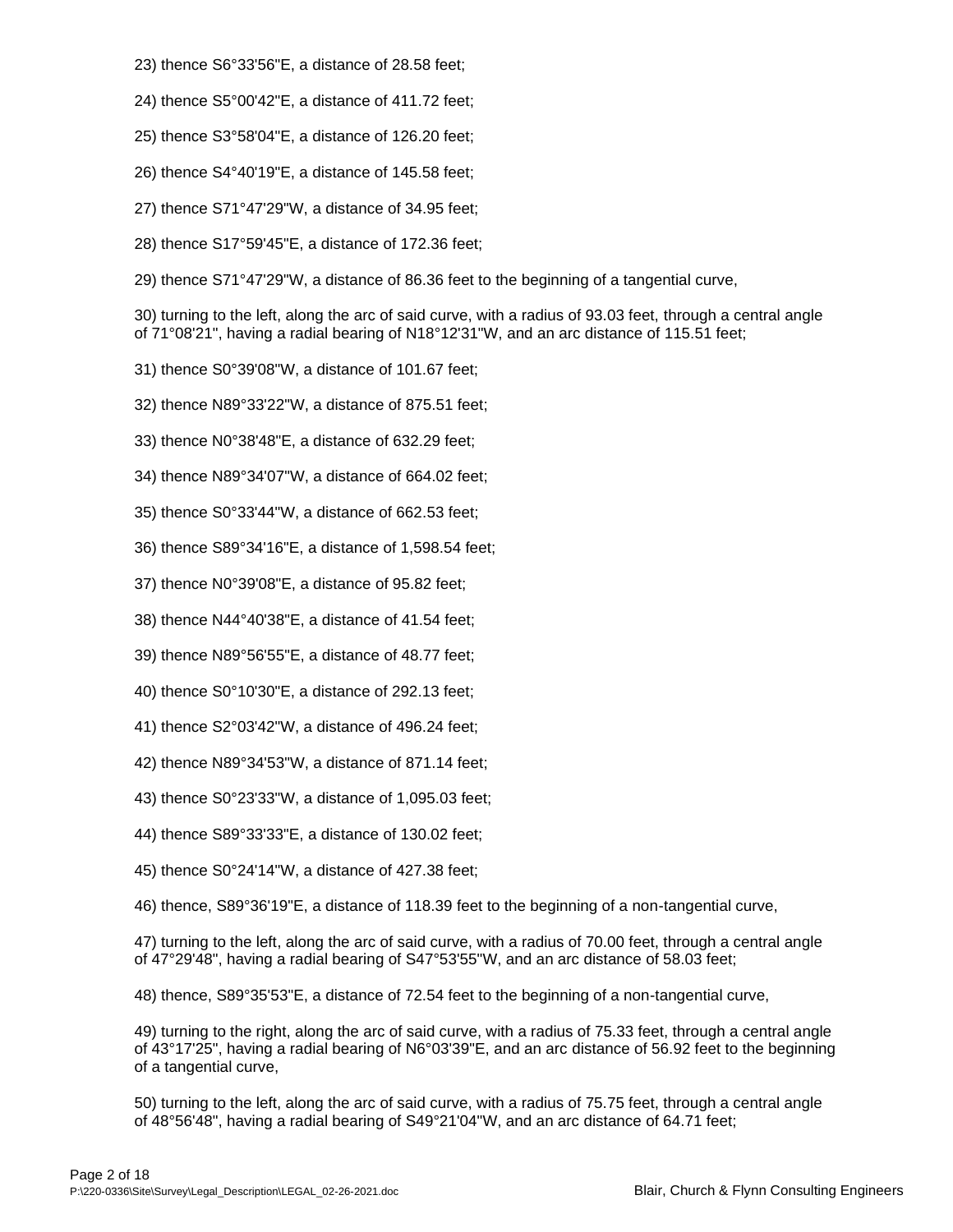23) thence S6°33'56"E, a distance of 28.58 feet;

24) thence S5°00'42"E, a distance of 411.72 feet;

25) thence S3°58'04"E, a distance of 126.20 feet;

26) thence S4°40'19"E, a distance of 145.58 feet;

27) thence S71°47'29"W, a distance of 34.95 feet;

28) thence S17°59'45"E, a distance of 172.36 feet;

29) thence S71°47'29"W, a distance of 86.36 feet to the beginning of a tangential curve,

30) turning to the left, along the arc of said curve, with a radius of 93.03 feet, through a central angle of 71°08'21", having a radial bearing of N18°12'31"W, and an arc distance of 115.51 feet;

31) thence S0°39'08"W, a distance of 101.67 feet;

32) thence N89°33'22"W, a distance of 875.51 feet;

33) thence N0°38'48"E, a distance of 632.29 feet;

34) thence N89°34'07"W, a distance of 664.02 feet;

35) thence S0°33'44"W, a distance of 662.53 feet;

36) thence S89°34'16"E, a distance of 1,598.54 feet;

37) thence N0°39'08"E, a distance of 95.82 feet;

38) thence N44°40'38"E, a distance of 41.54 feet;

39) thence N89°56'55"E, a distance of 48.77 feet;

40) thence S0°10'30"E, a distance of 292.13 feet;

41) thence S2°03'42"W, a distance of 496.24 feet;

42) thence N89°34'53"W, a distance of 871.14 feet;

43) thence S0°23'33"W, a distance of 1,095.03 feet;

44) thence S89°33'33"E, a distance of 130.02 feet;

45) thence S0°24'14"W, a distance of 427.38 feet;

46) thence, S89°36'19"E, a distance of 118.39 feet to the beginning of a non-tangential curve,

47) turning to the left, along the arc of said curve, with a radius of 70.00 feet, through a central angle of 47°29'48", having a radial bearing of S47°53'55"W, and an arc distance of 58.03 feet;

48) thence, S89°35'53"E, a distance of 72.54 feet to the beginning of a non-tangential curve,

49) turning to the right, along the arc of said curve, with a radius of 75.33 feet, through a central angle of 43°17'25", having a radial bearing of N6°03'39"E, and an arc distance of 56.92 feet to the beginning of a tangential curve,

50) turning to the left, along the arc of said curve, with a radius of 75.75 feet, through a central angle of 48°56'48", having a radial bearing of S49°21'04"W, and an arc distance of 64.71 feet;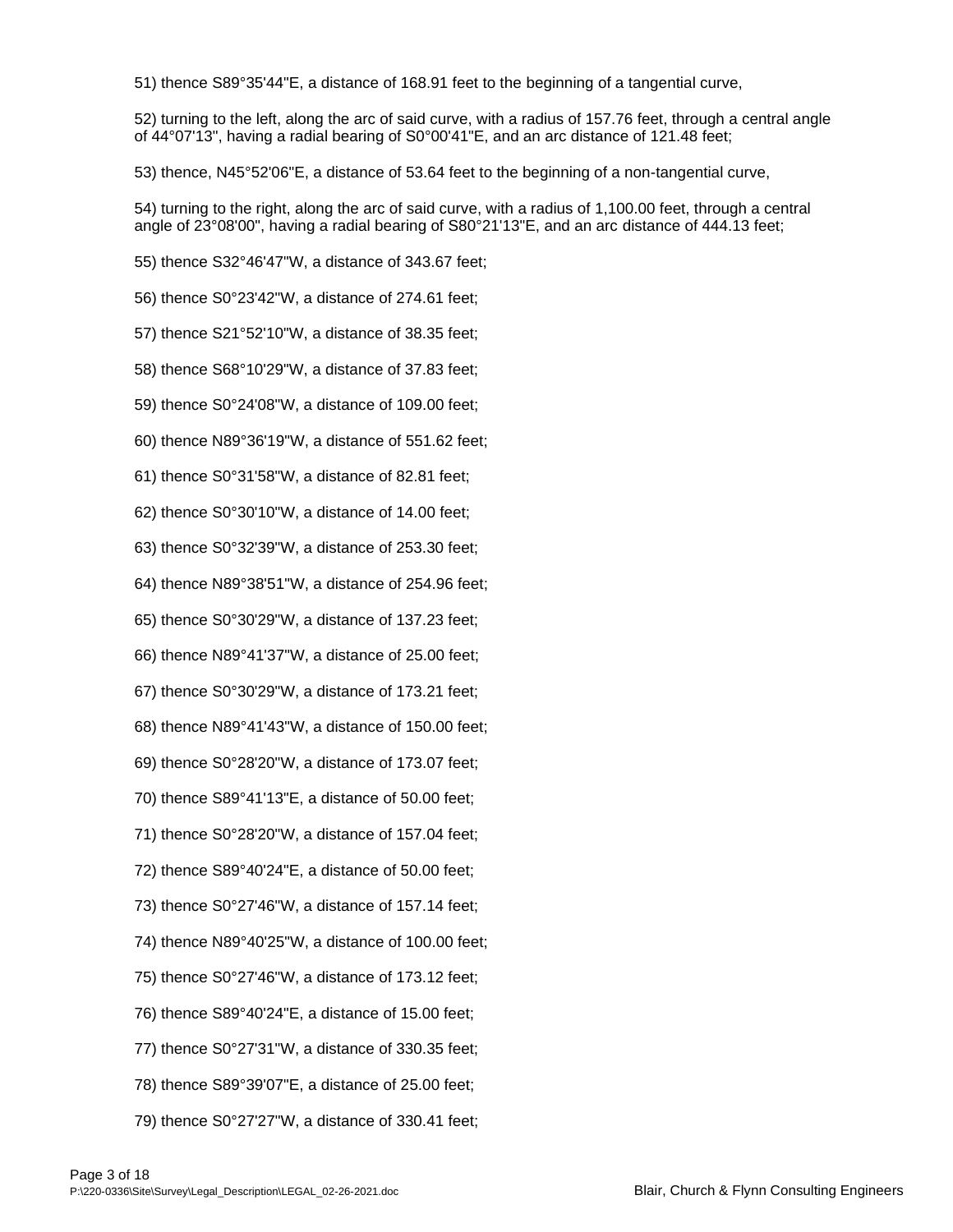51) thence S89°35'44"E, a distance of 168.91 feet to the beginning of a tangential curve,

52) turning to the left, along the arc of said curve, with a radius of 157.76 feet, through a central angle of 44°07'13", having a radial bearing of S0°00'41"E, and an arc distance of 121.48 feet;

53) thence, N45°52'06"E, a distance of 53.64 feet to the beginning of a non-tangential curve,

54) turning to the right, along the arc of said curve, with a radius of 1,100.00 feet, through a central angle of 23°08'00", having a radial bearing of S80°21'13"E, and an arc distance of 444.13 feet;

55) thence S32°46'47"W, a distance of 343.67 feet;

56) thence S0°23'42"W, a distance of 274.61 feet;

57) thence S21°52'10"W, a distance of 38.35 feet;

58) thence S68°10'29"W, a distance of 37.83 feet;

59) thence S0°24'08"W, a distance of 109.00 feet;

60) thence N89°36'19"W, a distance of 551.62 feet;

61) thence S0°31'58"W, a distance of 82.81 feet;

62) thence S0°30'10"W, a distance of 14.00 feet;

63) thence S0°32'39"W, a distance of 253.30 feet;

64) thence N89°38'51"W, a distance of 254.96 feet;

65) thence S0°30'29"W, a distance of 137.23 feet;

66) thence N89°41'37"W, a distance of 25.00 feet;

67) thence S0°30'29"W, a distance of 173.21 feet;

68) thence N89°41'43"W, a distance of 150.00 feet;

69) thence S0°28'20"W, a distance of 173.07 feet;

70) thence S89°41'13"E, a distance of 50.00 feet;

71) thence S0°28'20"W, a distance of 157.04 feet;

72) thence S89°40'24"E, a distance of 50.00 feet;

73) thence S0°27'46"W, a distance of 157.14 feet;

74) thence N89°40'25"W, a distance of 100.00 feet;

75) thence S0°27'46"W, a distance of 173.12 feet;

76) thence S89°40'24"E, a distance of 15.00 feet;

77) thence S0°27'31"W, a distance of 330.35 feet;

78) thence S89°39'07"E, a distance of 25.00 feet;

79) thence S0°27'27"W, a distance of 330.41 feet;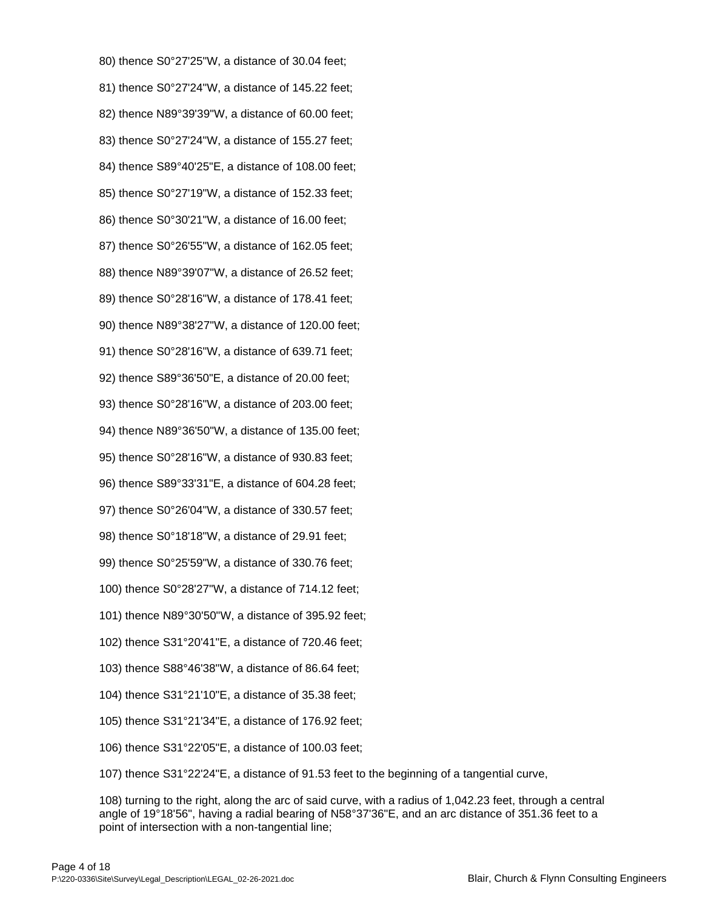80) thence S0°27'25"W, a distance of 30.04 feet;

81) thence S0°27'24"W, a distance of 145.22 feet;

82) thence N89°39'39"W, a distance of 60.00 feet;

83) thence S0°27'24"W, a distance of 155.27 feet;

84) thence S89°40'25"E, a distance of 108.00 feet;

85) thence S0°27'19"W, a distance of 152.33 feet;

86) thence S0°30'21"W, a distance of 16.00 feet;

87) thence S0°26'55"W, a distance of 162.05 feet;

88) thence N89°39'07"W, a distance of 26.52 feet;

89) thence S0°28'16"W, a distance of 178.41 feet;

90) thence N89°38'27"W, a distance of 120.00 feet;

91) thence S0°28'16"W, a distance of 639.71 feet;

92) thence S89°36'50"E, a distance of 20.00 feet;

93) thence S0°28'16"W, a distance of 203.00 feet;

94) thence N89°36'50"W, a distance of 135.00 feet;

95) thence S0°28'16"W, a distance of 930.83 feet;

96) thence S89°33'31"E, a distance of 604.28 feet;

97) thence S0°26'04"W, a distance of 330.57 feet;

98) thence S0°18'18"W, a distance of 29.91 feet;

99) thence S0°25'59"W, a distance of 330.76 feet;

100) thence S0°28'27"W, a distance of 714.12 feet;

101) thence N89°30'50"W, a distance of 395.92 feet;

102) thence S31°20'41"E, a distance of 720.46 feet;

103) thence S88°46'38"W, a distance of 86.64 feet;

104) thence S31°21'10"E, a distance of 35.38 feet;

105) thence S31°21'34"E, a distance of 176.92 feet;

106) thence S31°22'05"E, a distance of 100.03 feet;

107) thence S31°22'24"E, a distance of 91.53 feet to the beginning of a tangential curve,

108) turning to the right, along the arc of said curve, with a radius of 1,042.23 feet, through a central angle of 19°18'56", having a radial bearing of N58°37'36"E, and an arc distance of 351.36 feet to a point of intersection with a non-tangential line;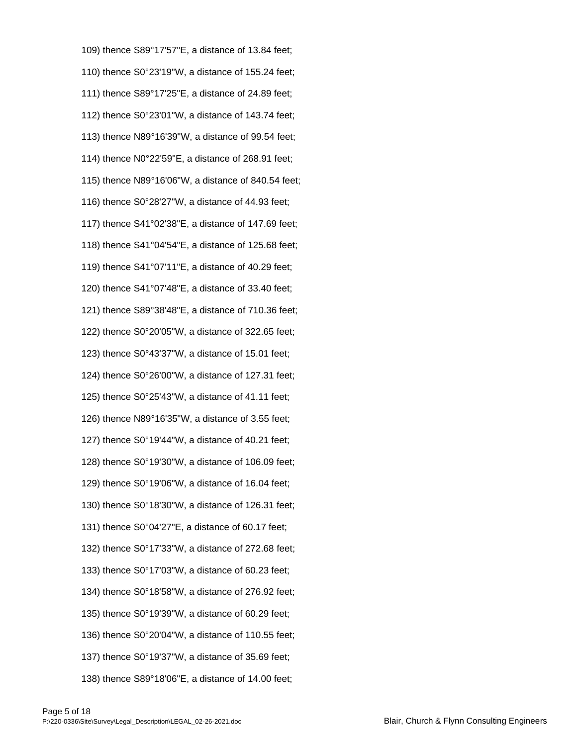109) thence S89°17'57"E, a distance of 13.84 feet;

110) thence S0°23'19"W, a distance of 155.24 feet;

111) thence S89°17'25"E, a distance of 24.89 feet;

112) thence S0°23'01"W, a distance of 143.74 feet;

113) thence N89°16'39"W, a distance of 99.54 feet;

114) thence N0°22'59"E, a distance of 268.91 feet;

115) thence N89°16'06"W, a distance of 840.54 feet;

116) thence S0°28'27"W, a distance of 44.93 feet;

117) thence S41°02'38"E, a distance of 147.69 feet;

118) thence S41°04'54"E, a distance of 125.68 feet;

119) thence S41°07'11"E, a distance of 40.29 feet;

120) thence S41°07'48"E, a distance of 33.40 feet;

121) thence S89°38'48"E, a distance of 710.36 feet;

122) thence S0°20'05"W, a distance of 322.65 feet;

123) thence S0°43'37"W, a distance of 15.01 feet;

124) thence S0°26'00"W, a distance of 127.31 feet;

125) thence S0°25'43"W, a distance of 41.11 feet;

126) thence N89°16'35"W, a distance of 3.55 feet;

127) thence S0°19'44"W, a distance of 40.21 feet;

128) thence S0°19'30"W, a distance of 106.09 feet;

129) thence S0°19'06"W, a distance of 16.04 feet;

130) thence S0°18'30"W, a distance of 126.31 feet;

131) thence S0°04'27"E, a distance of 60.17 feet;

132) thence S0°17'33"W, a distance of 272.68 feet;

133) thence S0°17'03"W, a distance of 60.23 feet;

134) thence S0°18'58"W, a distance of 276.92 feet;

135) thence S0°19'39"W, a distance of 60.29 feet;

136) thence S0°20'04"W, a distance of 110.55 feet;

137) thence S0°19'37"W, a distance of 35.69 feet;

138) thence S89°18'06"E, a distance of 14.00 feet;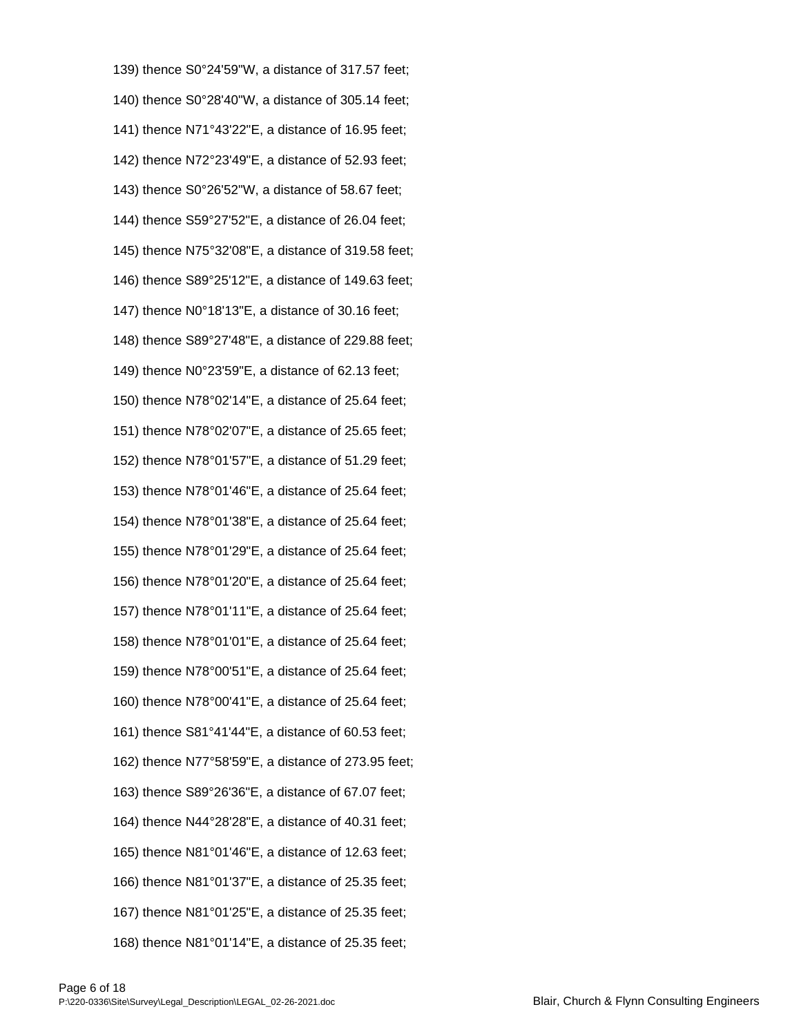139) thence S0°24'59"W, a distance of 317.57 feet;

140) thence S0°28'40"W, a distance of 305.14 feet;

141) thence N71°43'22"E, a distance of 16.95 feet;

142) thence N72°23'49"E, a distance of 52.93 feet;

143) thence S0°26'52"W, a distance of 58.67 feet;

144) thence S59°27'52"E, a distance of 26.04 feet;

145) thence N75°32'08"E, a distance of 319.58 feet;

146) thence S89°25'12"E, a distance of 149.63 feet;

147) thence N0°18'13"E, a distance of 30.16 feet;

148) thence S89°27'48"E, a distance of 229.88 feet;

149) thence N0°23'59"E, a distance of 62.13 feet;

150) thence N78°02'14"E, a distance of 25.64 feet;

151) thence N78°02'07"E, a distance of 25.65 feet;

152) thence N78°01'57"E, a distance of 51.29 feet;

153) thence N78°01'46"E, a distance of 25.64 feet;

154) thence N78°01'38"E, a distance of 25.64 feet;

155) thence N78°01'29"E, a distance of 25.64 feet;

156) thence N78°01'20"E, a distance of 25.64 feet;

157) thence N78°01'11"E, a distance of 25.64 feet;

158) thence N78°01'01"E, a distance of 25.64 feet;

159) thence N78°00'51"E, a distance of 25.64 feet;

160) thence N78°00'41"E, a distance of 25.64 feet;

161) thence S81°41'44"E, a distance of 60.53 feet;

162) thence N77°58'59"E, a distance of 273.95 feet;

163) thence S89°26'36"E, a distance of 67.07 feet;

164) thence N44°28'28"E, a distance of 40.31 feet;

165) thence N81°01'46"E, a distance of 12.63 feet;

166) thence N81°01'37"E, a distance of 25.35 feet;

167) thence N81°01'25"E, a distance of 25.35 feet;

168) thence N81°01'14"E, a distance of 25.35 feet;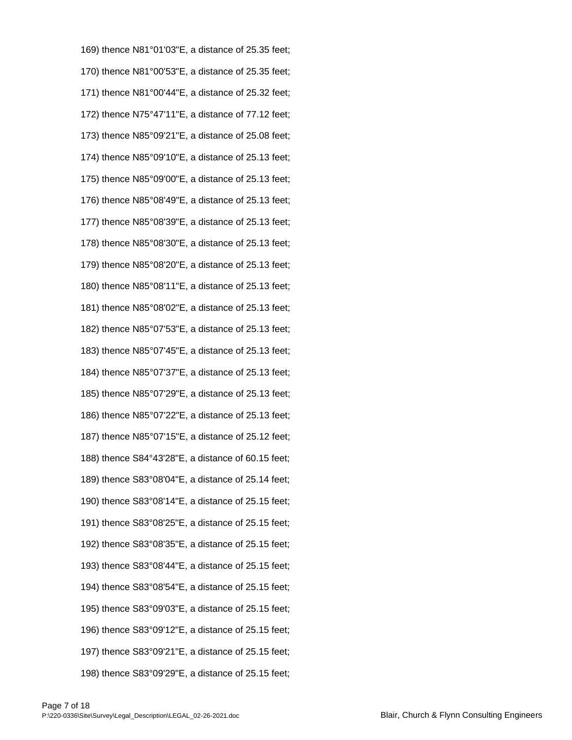169) thence N81°01'03"E, a distance of 25.35 feet;

170) thence N81°00'53"E, a distance of 25.35 feet;

171) thence N81°00'44"E, a distance of 25.32 feet;

172) thence N75°47'11"E, a distance of 77.12 feet;

173) thence N85°09'21"E, a distance of 25.08 feet;

174) thence N85°09'10"E, a distance of 25.13 feet;

175) thence N85°09'00"E, a distance of 25.13 feet;

176) thence N85°08'49"E, a distance of 25.13 feet;

177) thence N85°08'39"E, a distance of 25.13 feet;

178) thence N85°08'30"E, a distance of 25.13 feet;

179) thence N85°08'20"E, a distance of 25.13 feet;

180) thence N85°08'11"E, a distance of 25.13 feet;

181) thence N85°08'02"E, a distance of 25.13 feet;

182) thence N85°07'53"E, a distance of 25.13 feet;

183) thence N85°07'45"E, a distance of 25.13 feet;

184) thence N85°07'37"E, a distance of 25.13 feet;

185) thence N85°07'29"E, a distance of 25.13 feet;

186) thence N85°07'22"E, a distance of 25.13 feet;

187) thence N85°07'15"E, a distance of 25.12 feet;

188) thence S84°43'28"E, a distance of 60.15 feet;

189) thence S83°08'04"E, a distance of 25.14 feet;

190) thence S83°08'14"E, a distance of 25.15 feet;

191) thence S83°08'25"E, a distance of 25.15 feet;

192) thence S83°08'35"E, a distance of 25.15 feet;

193) thence S83°08'44"E, a distance of 25.15 feet;

194) thence S83°08'54"E, a distance of 25.15 feet;

195) thence S83°09'03"E, a distance of 25.15 feet;

196) thence S83°09'12"E, a distance of 25.15 feet;

197) thence S83°09'21"E, a distance of 25.15 feet;

198) thence S83°09'29"E, a distance of 25.15 feet;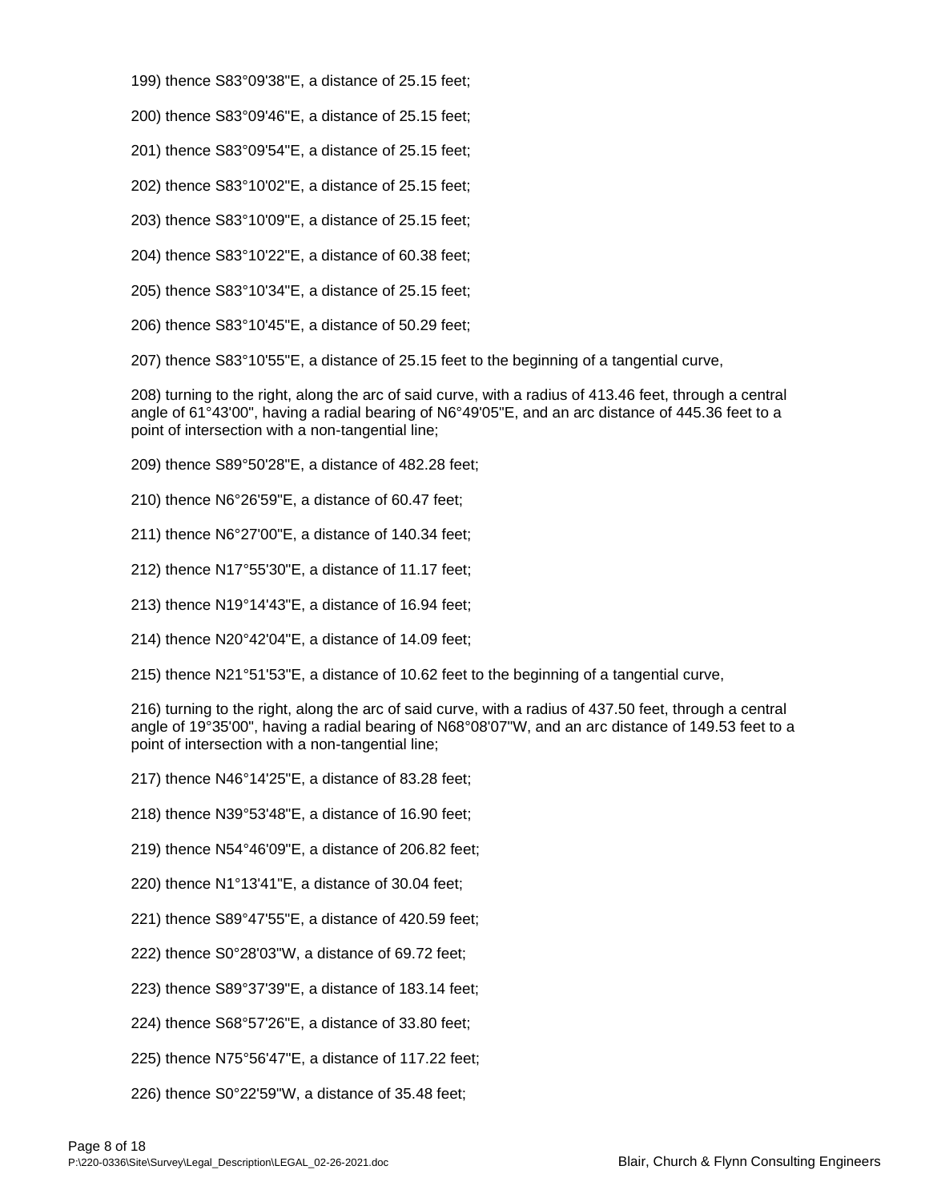199) thence S83°09'38"E, a distance of 25.15 feet;

200) thence S83°09'46"E, a distance of 25.15 feet;

201) thence S83°09'54"E, a distance of 25.15 feet;

202) thence S83°10'02"E, a distance of 25.15 feet;

203) thence S83°10'09"E, a distance of 25.15 feet;

204) thence S83°10'22"E, a distance of 60.38 feet;

205) thence S83°10'34"E, a distance of 25.15 feet;

206) thence S83°10'45"E, a distance of 50.29 feet;

207) thence S83°10'55"E, a distance of 25.15 feet to the beginning of a tangential curve,

208) turning to the right, along the arc of said curve, with a radius of 413.46 feet, through a central angle of 61°43'00", having a radial bearing of N6°49'05"E, and an arc distance of 445.36 feet to a point of intersection with a non-tangential line;

209) thence S89°50'28"E, a distance of 482.28 feet;

210) thence N6°26'59"E, a distance of 60.47 feet;

211) thence N6°27'00"E, a distance of 140.34 feet;

212) thence N17°55'30"E, a distance of 11.17 feet;

213) thence N19°14'43"E, a distance of 16.94 feet;

214) thence N20°42'04"E, a distance of 14.09 feet;

215) thence N21°51'53"E, a distance of 10.62 feet to the beginning of a tangential curve,

216) turning to the right, along the arc of said curve, with a radius of 437.50 feet, through a central angle of 19°35'00", having a radial bearing of N68°08'07"W, and an arc distance of 149.53 feet to a point of intersection with a non-tangential line;

217) thence N46°14'25"E, a distance of 83.28 feet;

218) thence N39°53'48"E, a distance of 16.90 feet;

219) thence N54°46'09"E, a distance of 206.82 feet;

220) thence N1°13'41"E, a distance of 30.04 feet;

221) thence S89°47'55"E, a distance of 420.59 feet;

222) thence S0°28'03"W, a distance of 69.72 feet;

223) thence S89°37'39"E, a distance of 183.14 feet;

224) thence S68°57'26"E, a distance of 33.80 feet;

225) thence N75°56'47"E, a distance of 117.22 feet;

226) thence S0°22'59"W, a distance of 35.48 feet;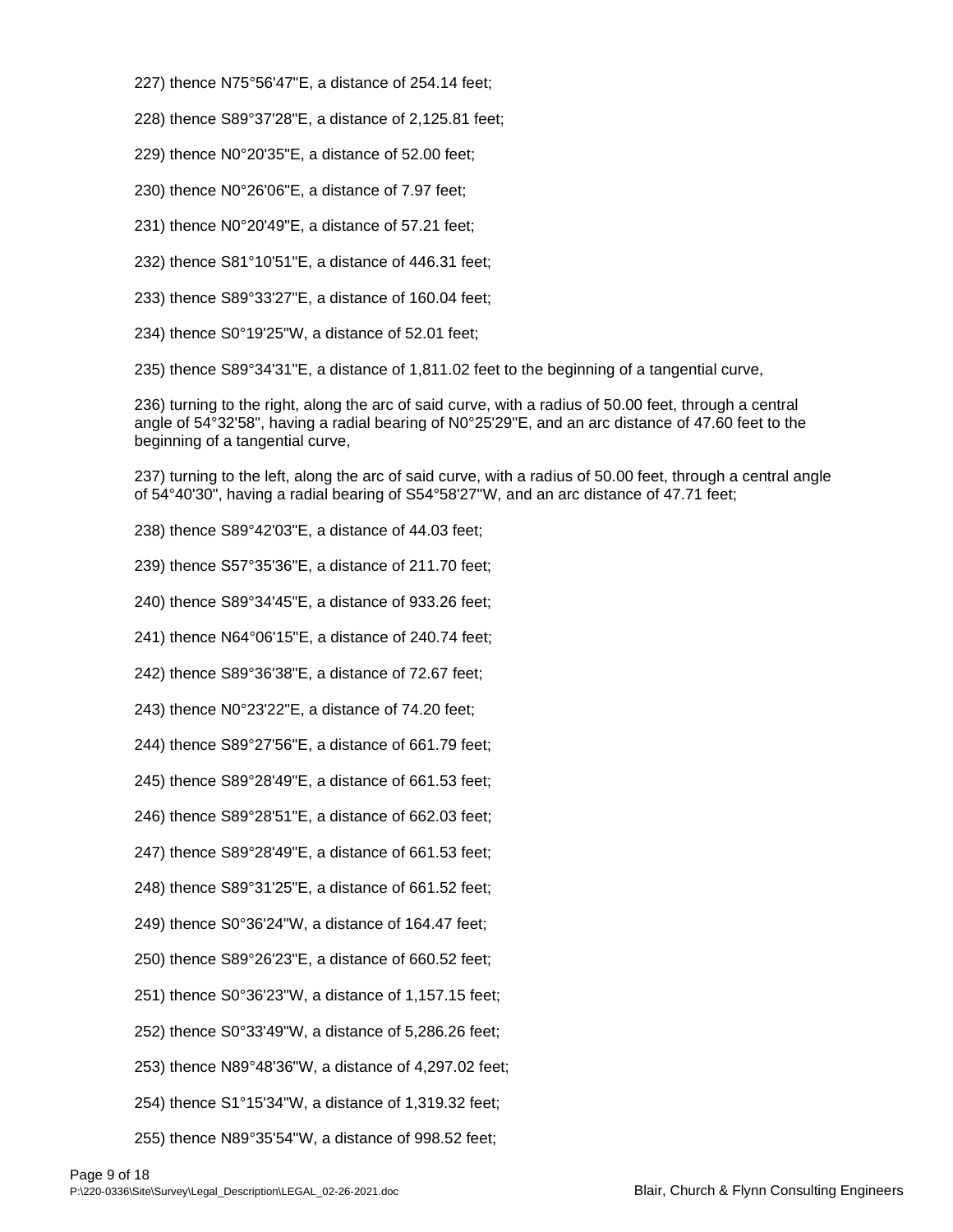227) thence N75°56'47"E, a distance of 254.14 feet;

228) thence S89°37'28"E, a distance of 2,125.81 feet;

229) thence N0°20'35"E, a distance of 52.00 feet;

230) thence N0°26'06"E, a distance of 7.97 feet;

231) thence N0°20'49"E, a distance of 57.21 feet;

232) thence S81°10'51"E, a distance of 446.31 feet;

233) thence S89°33'27"E, a distance of 160.04 feet;

234) thence S0°19'25"W, a distance of 52.01 feet;

235) thence S89°34'31"E, a distance of 1,811.02 feet to the beginning of a tangential curve,

236) turning to the right, along the arc of said curve, with a radius of 50.00 feet, through a central angle of 54°32'58", having a radial bearing of N0°25'29"E, and an arc distance of 47.60 feet to the beginning of a tangential curve,

237) turning to the left, along the arc of said curve, with a radius of 50.00 feet, through a central angle of 54°40'30", having a radial bearing of S54°58'27"W, and an arc distance of 47.71 feet;

238) thence S89°42'03"E, a distance of 44.03 feet;

239) thence S57°35'36"E, a distance of 211.70 feet;

240) thence S89°34'45"E, a distance of 933.26 feet;

241) thence N64°06'15"E, a distance of 240.74 feet;

242) thence S89°36'38"E, a distance of 72.67 feet;

243) thence N0°23'22"E, a distance of 74.20 feet;

244) thence S89°27'56"E, a distance of 661.79 feet;

245) thence S89°28'49"E, a distance of 661.53 feet;

246) thence S89°28'51"E, a distance of 662.03 feet;

247) thence S89°28'49"E, a distance of 661.53 feet;

248) thence S89°31'25"E, a distance of 661.52 feet;

249) thence S0°36'24"W, a distance of 164.47 feet;

250) thence S89°26'23"E, a distance of 660.52 feet;

251) thence S0°36'23"W, a distance of 1,157.15 feet;

252) thence S0°33'49"W, a distance of 5,286.26 feet;

253) thence N89°48'36"W, a distance of 4,297.02 feet;

254) thence S1°15'34"W, a distance of 1,319.32 feet;

255) thence N89°35'54"W, a distance of 998.52 feet;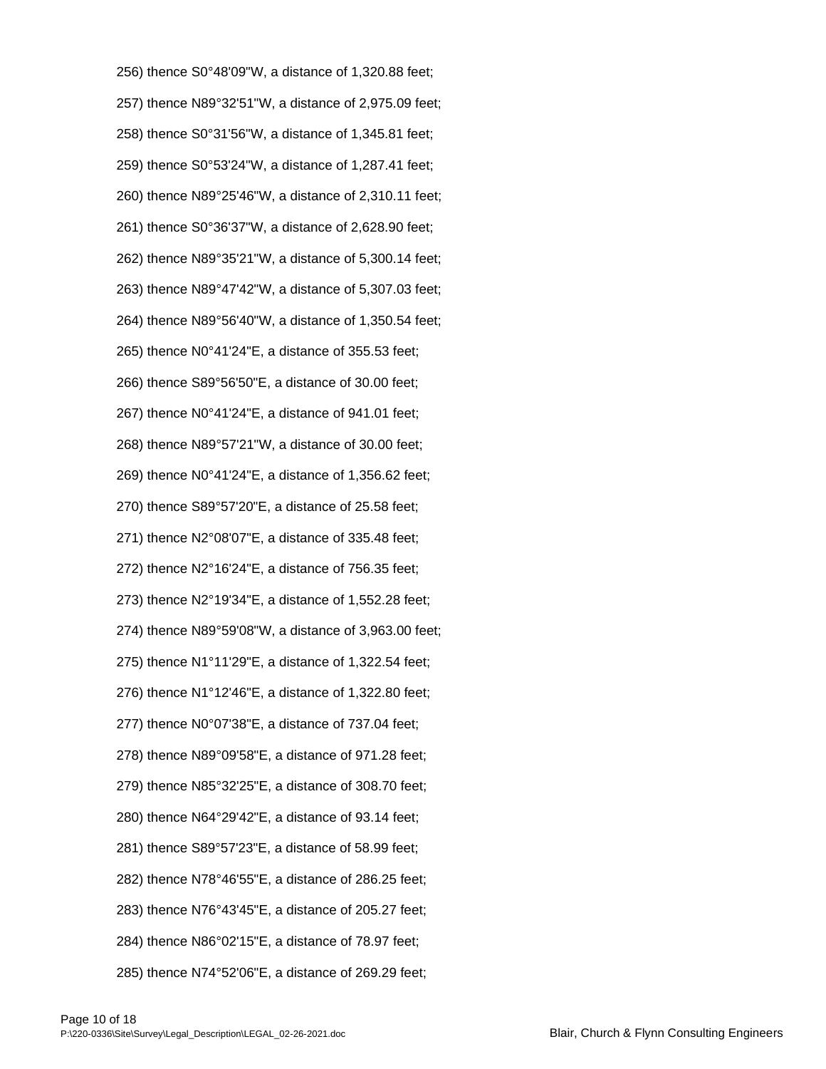256) thence S0°48'09"W, a distance of 1,320.88 feet;

257) thence N89°32'51"W, a distance of 2,975.09 feet;

258) thence S0°31'56"W, a distance of 1,345.81 feet;

259) thence S0°53'24"W, a distance of 1,287.41 feet;

260) thence N89°25'46"W, a distance of 2,310.11 feet;

261) thence S0°36'37"W, a distance of 2,628.90 feet;

262) thence N89°35'21"W, a distance of 5,300.14 feet;

263) thence N89°47'42"W, a distance of 5,307.03 feet;

264) thence N89°56'40"W, a distance of 1,350.54 feet;

265) thence N0°41'24"E, a distance of 355.53 feet;

266) thence S89°56'50"E, a distance of 30.00 feet;

267) thence N0°41'24"E, a distance of 941.01 feet;

268) thence N89°57'21"W, a distance of 30.00 feet;

269) thence N0°41'24"E, a distance of 1,356.62 feet;

270) thence S89°57'20"E, a distance of 25.58 feet;

271) thence N2°08'07"E, a distance of 335.48 feet;

272) thence N2°16'24"E, a distance of 756.35 feet;

273) thence N2°19'34"E, a distance of 1,552.28 feet;

274) thence N89°59'08"W, a distance of 3,963.00 feet;

275) thence N1°11'29"E, a distance of 1,322.54 feet;

276) thence N1°12'46"E, a distance of 1,322.80 feet;

277) thence N0°07'38"E, a distance of 737.04 feet;

278) thence N89°09'58"E, a distance of 971.28 feet;

279) thence N85°32'25"E, a distance of 308.70 feet;

280) thence N64°29'42"E, a distance of 93.14 feet;

281) thence S89°57'23"E, a distance of 58.99 feet;

282) thence N78°46'55"E, a distance of 286.25 feet;

283) thence N76°43'45"E, a distance of 205.27 feet;

284) thence N86°02'15"E, a distance of 78.97 feet;

285) thence N74°52'06"E, a distance of 269.29 feet;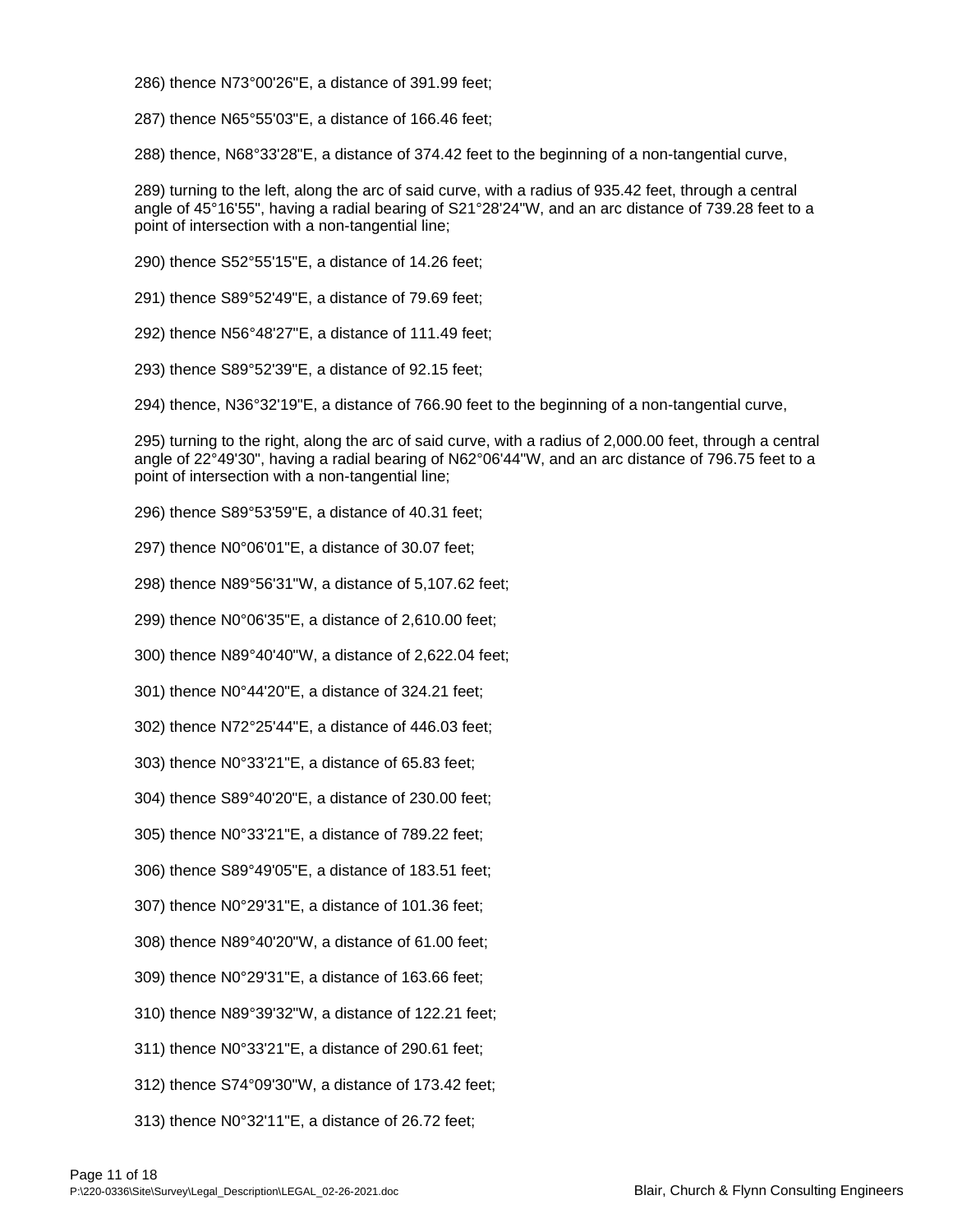286) thence N73°00'26"E, a distance of 391.99 feet;

287) thence N65°55'03"E, a distance of 166.46 feet;

288) thence, N68°33'28"E, a distance of 374.42 feet to the beginning of a non-tangential curve,

289) turning to the left, along the arc of said curve, with a radius of 935.42 feet, through a central angle of 45°16'55", having a radial bearing of S21°28'24"W, and an arc distance of 739.28 feet to a point of intersection with a non-tangential line;

290) thence S52°55'15"E, a distance of 14.26 feet;

291) thence S89°52'49"E, a distance of 79.69 feet;

292) thence N56°48'27"E, a distance of 111.49 feet;

293) thence S89°52'39"E, a distance of 92.15 feet;

294) thence, N36°32'19"E, a distance of 766.90 feet to the beginning of a non-tangential curve,

295) turning to the right, along the arc of said curve, with a radius of 2,000.00 feet, through a central angle of 22°49'30", having a radial bearing of N62°06'44"W, and an arc distance of 796.75 feet to a point of intersection with a non-tangential line;

296) thence S89°53'59"E, a distance of 40.31 feet;

297) thence N0°06'01"E, a distance of 30.07 feet;

298) thence N89°56'31"W, a distance of 5,107.62 feet;

299) thence N0°06'35"E, a distance of 2,610.00 feet;

300) thence N89°40'40"W, a distance of 2,622.04 feet;

301) thence N0°44'20"E, a distance of 324.21 feet;

302) thence N72°25'44"E, a distance of 446.03 feet;

303) thence N0°33'21"E, a distance of 65.83 feet;

304) thence S89°40'20"E, a distance of 230.00 feet;

305) thence N0°33'21"E, a distance of 789.22 feet;

306) thence S89°49'05"E, a distance of 183.51 feet;

307) thence N0°29'31"E, a distance of 101.36 feet;

308) thence N89°40'20"W, a distance of 61.00 feet;

309) thence N0°29'31"E, a distance of 163.66 feet;

310) thence N89°39'32"W, a distance of 122.21 feet;

311) thence N0°33'21"E, a distance of 290.61 feet;

312) thence S74°09'30"W, a distance of 173.42 feet;

313) thence N0°32'11"E, a distance of 26.72 feet;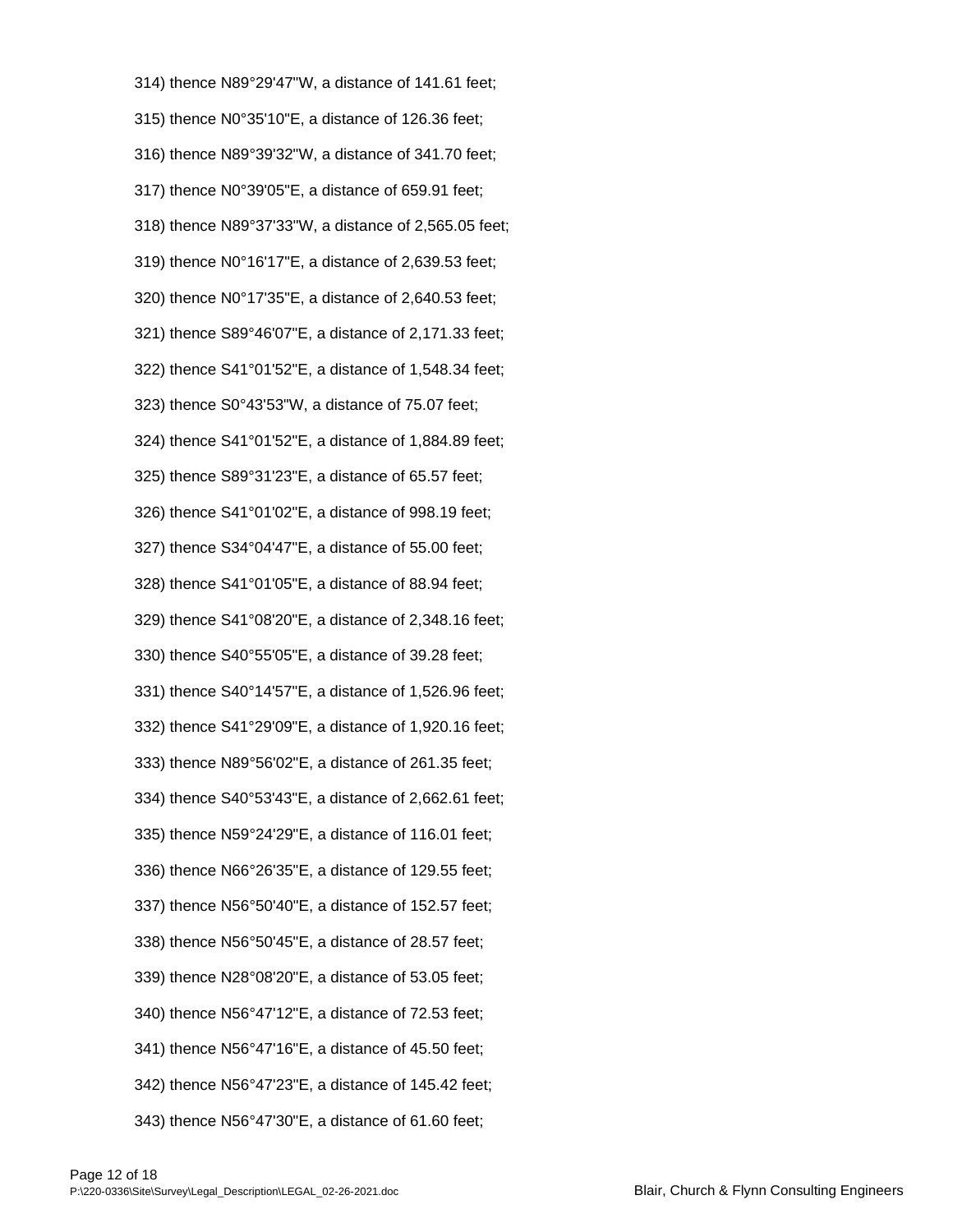314) thence N89°29'47"W, a distance of 141.61 feet;

315) thence N0°35'10"E, a distance of 126.36 feet;

316) thence N89°39'32"W, a distance of 341.70 feet;

317) thence N0°39'05"E, a distance of 659.91 feet;

318) thence N89°37'33"W, a distance of 2,565.05 feet;

319) thence N0°16'17"E, a distance of 2,639.53 feet;

320) thence N0°17'35"E, a distance of 2,640.53 feet;

321) thence S89°46'07"E, a distance of 2,171.33 feet;

322) thence S41°01'52"E, a distance of 1,548.34 feet;

323) thence S0°43'53"W, a distance of 75.07 feet;

324) thence S41°01'52"E, a distance of 1,884.89 feet;

325) thence S89°31'23"E, a distance of 65.57 feet;

326) thence S41°01'02"E, a distance of 998.19 feet;

327) thence S34°04'47"E, a distance of 55.00 feet;

328) thence S41°01'05"E, a distance of 88.94 feet;

329) thence S41°08'20"E, a distance of 2,348.16 feet;

330) thence S40°55'05"E, a distance of 39.28 feet;

331) thence S40°14'57"E, a distance of 1,526.96 feet;

332) thence S41°29'09"E, a distance of 1,920.16 feet;

333) thence N89°56'02"E, a distance of 261.35 feet;

334) thence S40°53'43"E, a distance of 2,662.61 feet;

335) thence N59°24'29"E, a distance of 116.01 feet;

336) thence N66°26'35"E, a distance of 129.55 feet;

337) thence N56°50'40"E, a distance of 152.57 feet;

338) thence N56°50'45"E, a distance of 28.57 feet;

339) thence N28°08'20"E, a distance of 53.05 feet;

340) thence N56°47'12"E, a distance of 72.53 feet;

341) thence N56°47'16"E, a distance of 45.50 feet;

342) thence N56°47'23"E, a distance of 145.42 feet;

343) thence N56°47'30"E, a distance of 61.60 feet;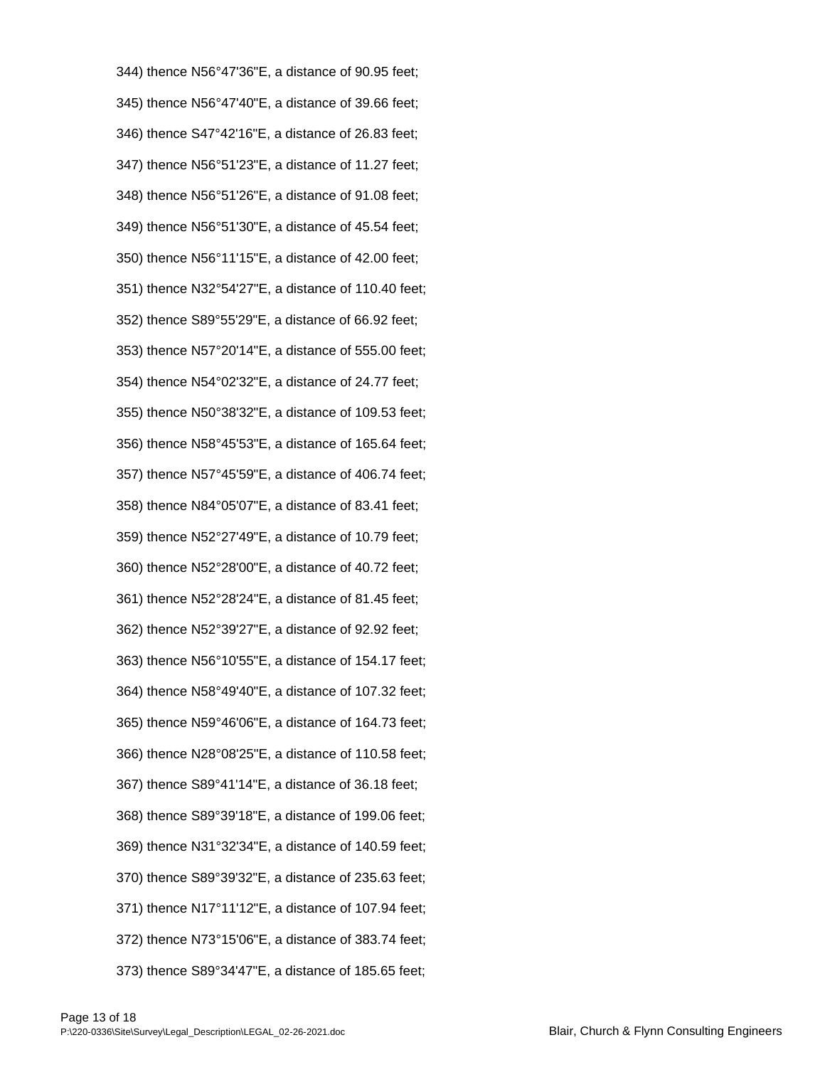344) thence N56°47'36"E, a distance of 90.95 feet;

345) thence N56°47'40"E, a distance of 39.66 feet;

346) thence S47°42'16"E, a distance of 26.83 feet;

347) thence N56°51'23"E, a distance of 11.27 feet;

348) thence N56°51'26"E, a distance of 91.08 feet;

349) thence N56°51'30"E, a distance of 45.54 feet;

350) thence N56°11'15"E, a distance of 42.00 feet;

351) thence N32°54'27"E, a distance of 110.40 feet;

352) thence S89°55'29"E, a distance of 66.92 feet;

353) thence N57°20'14"E, a distance of 555.00 feet;

354) thence N54°02'32"E, a distance of 24.77 feet;

355) thence N50°38'32"E, a distance of 109.53 feet;

356) thence N58°45'53"E, a distance of 165.64 feet;

357) thence N57°45'59"E, a distance of 406.74 feet;

358) thence N84°05'07"E, a distance of 83.41 feet;

359) thence N52°27'49"E, a distance of 10.79 feet;

360) thence N52°28'00"E, a distance of 40.72 feet;

361) thence N52°28'24"E, a distance of 81.45 feet;

362) thence N52°39'27"E, a distance of 92.92 feet;

363) thence N56°10'55"E, a distance of 154.17 feet;

364) thence N58°49'40"E, a distance of 107.32 feet;

365) thence N59°46'06"E, a distance of 164.73 feet;

366) thence N28°08'25"E, a distance of 110.58 feet;

367) thence S89°41'14"E, a distance of 36.18 feet;

368) thence S89°39'18"E, a distance of 199.06 feet;

369) thence N31°32'34"E, a distance of 140.59 feet;

370) thence S89°39'32"E, a distance of 235.63 feet;

371) thence N17°11'12"E, a distance of 107.94 feet;

372) thence N73°15'06"E, a distance of 383.74 feet;

373) thence S89°34'47"E, a distance of 185.65 feet;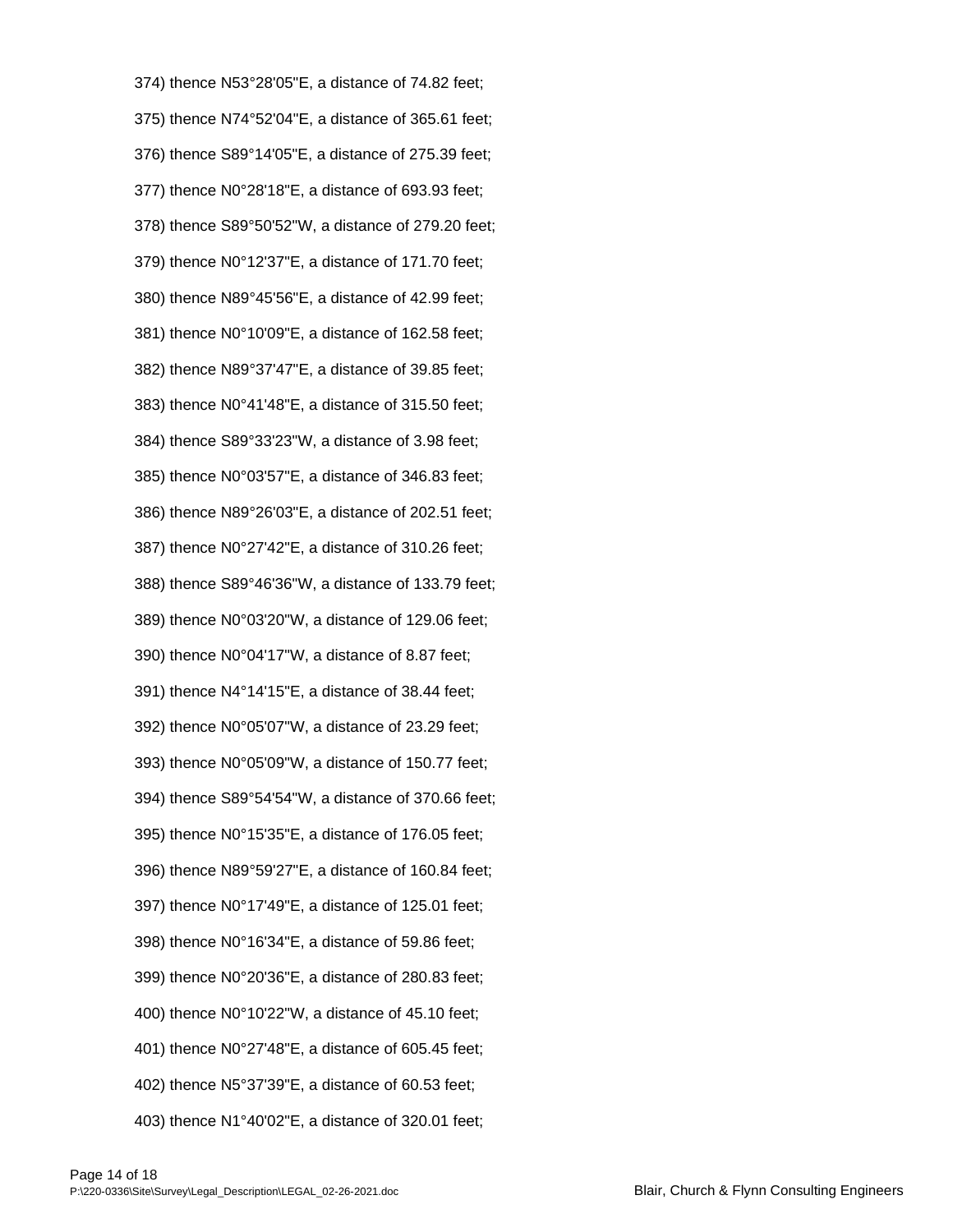374) thence N53°28'05"E, a distance of 74.82 feet;

375) thence N74°52'04"E, a distance of 365.61 feet;

376) thence S89°14'05"E, a distance of 275.39 feet;

377) thence N0°28'18"E, a distance of 693.93 feet;

378) thence S89°50'52"W, a distance of 279.20 feet;

379) thence N0°12'37"E, a distance of 171.70 feet;

380) thence N89°45'56"E, a distance of 42.99 feet;

381) thence N0°10'09"E, a distance of 162.58 feet;

382) thence N89°37'47"E, a distance of 39.85 feet;

383) thence N0°41'48"E, a distance of 315.50 feet;

384) thence S89°33'23"W, a distance of 3.98 feet;

385) thence N0°03'57"E, a distance of 346.83 feet;

386) thence N89°26'03"E, a distance of 202.51 feet;

387) thence N0°27'42"E, a distance of 310.26 feet;

388) thence S89°46'36"W, a distance of 133.79 feet;

389) thence N0°03'20"W, a distance of 129.06 feet;

390) thence N0°04'17"W, a distance of 8.87 feet;

391) thence N4°14'15"E, a distance of 38.44 feet;

392) thence N0°05'07"W, a distance of 23.29 feet;

393) thence N0°05'09"W, a distance of 150.77 feet;

394) thence S89°54'54"W, a distance of 370.66 feet;

395) thence N0°15'35"E, a distance of 176.05 feet;

396) thence N89°59'27"E, a distance of 160.84 feet;

397) thence N0°17'49"E, a distance of 125.01 feet;

398) thence N0°16'34"E, a distance of 59.86 feet;

399) thence N0°20'36"E, a distance of 280.83 feet;

400) thence N0°10'22"W, a distance of 45.10 feet;

401) thence N0°27'48"E, a distance of 605.45 feet;

402) thence N5°37'39"E, a distance of 60.53 feet;

403) thence N1°40'02"E, a distance of 320.01 feet;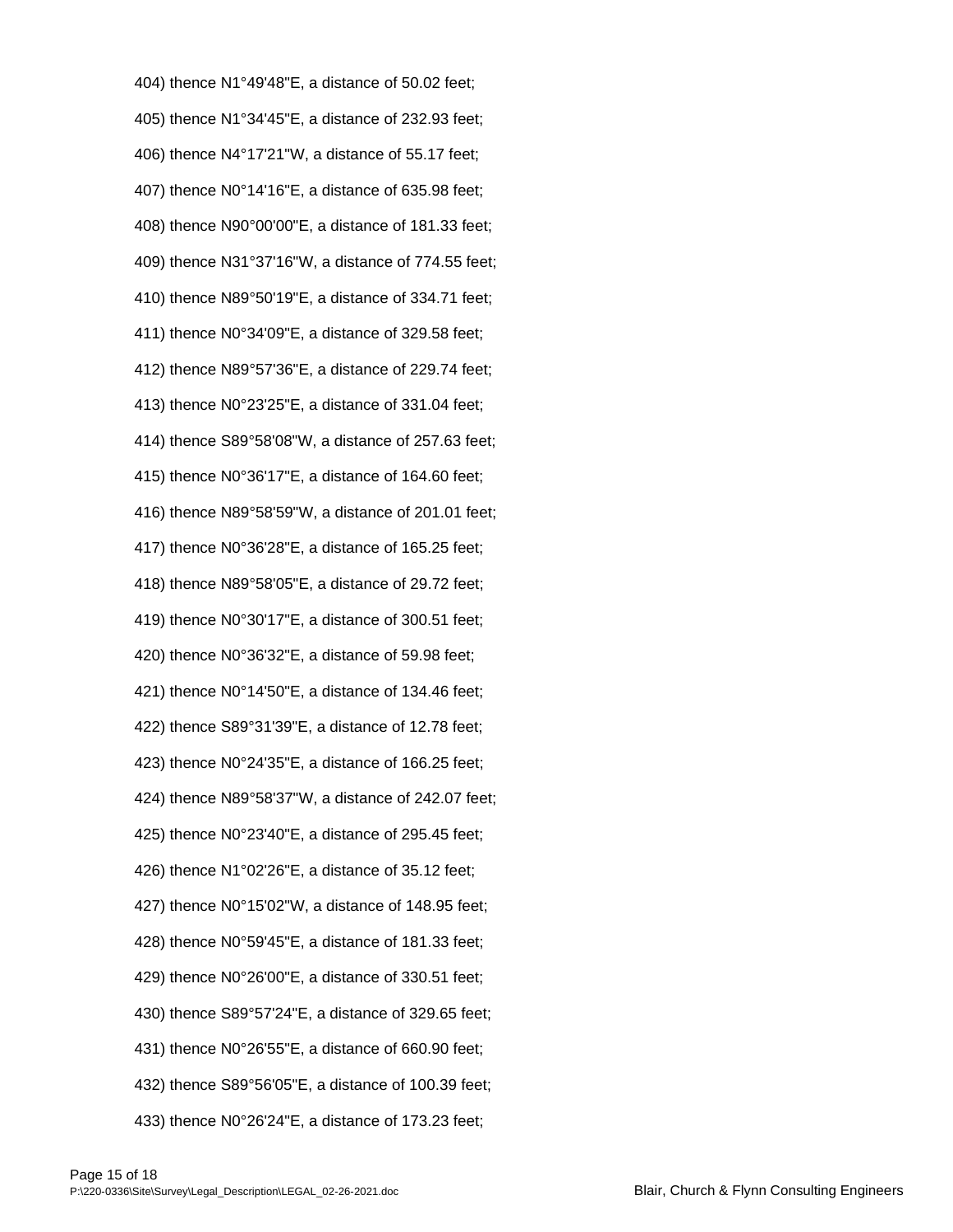404) thence N1°49'48"E, a distance of 50.02 feet;

405) thence N1°34'45"E, a distance of 232.93 feet;

406) thence N4°17'21"W, a distance of 55.17 feet;

407) thence N0°14'16"E, a distance of 635.98 feet;

408) thence N90°00'00"E, a distance of 181.33 feet;

409) thence N31°37'16"W, a distance of 774.55 feet;

410) thence N89°50'19"E, a distance of 334.71 feet;

411) thence N0°34'09"E, a distance of 329.58 feet;

412) thence N89°57'36"E, a distance of 229.74 feet;

413) thence N0°23'25"E, a distance of 331.04 feet;

414) thence S89°58'08"W, a distance of 257.63 feet;

415) thence N0°36'17"E, a distance of 164.60 feet;

416) thence N89°58'59"W, a distance of 201.01 feet;

417) thence N0°36'28"E, a distance of 165.25 feet;

418) thence N89°58'05"E, a distance of 29.72 feet;

419) thence N0°30'17"E, a distance of 300.51 feet;

420) thence N0°36'32"E, a distance of 59.98 feet;

421) thence N0°14'50"E, a distance of 134.46 feet;

422) thence S89°31'39"E, a distance of 12.78 feet;

423) thence N0°24'35"E, a distance of 166.25 feet;

424) thence N89°58'37"W, a distance of 242.07 feet;

425) thence N0°23'40"E, a distance of 295.45 feet;

426) thence N1°02'26"E, a distance of 35.12 feet;

427) thence N0°15'02"W, a distance of 148.95 feet;

428) thence N0°59'45"E, a distance of 181.33 feet;

429) thence N0°26'00"E, a distance of 330.51 feet;

430) thence S89°57'24"E, a distance of 329.65 feet;

431) thence N0°26'55"E, a distance of 660.90 feet;

432) thence S89°56'05"E, a distance of 100.39 feet;

433) thence N0°26'24"E, a distance of 173.23 feet;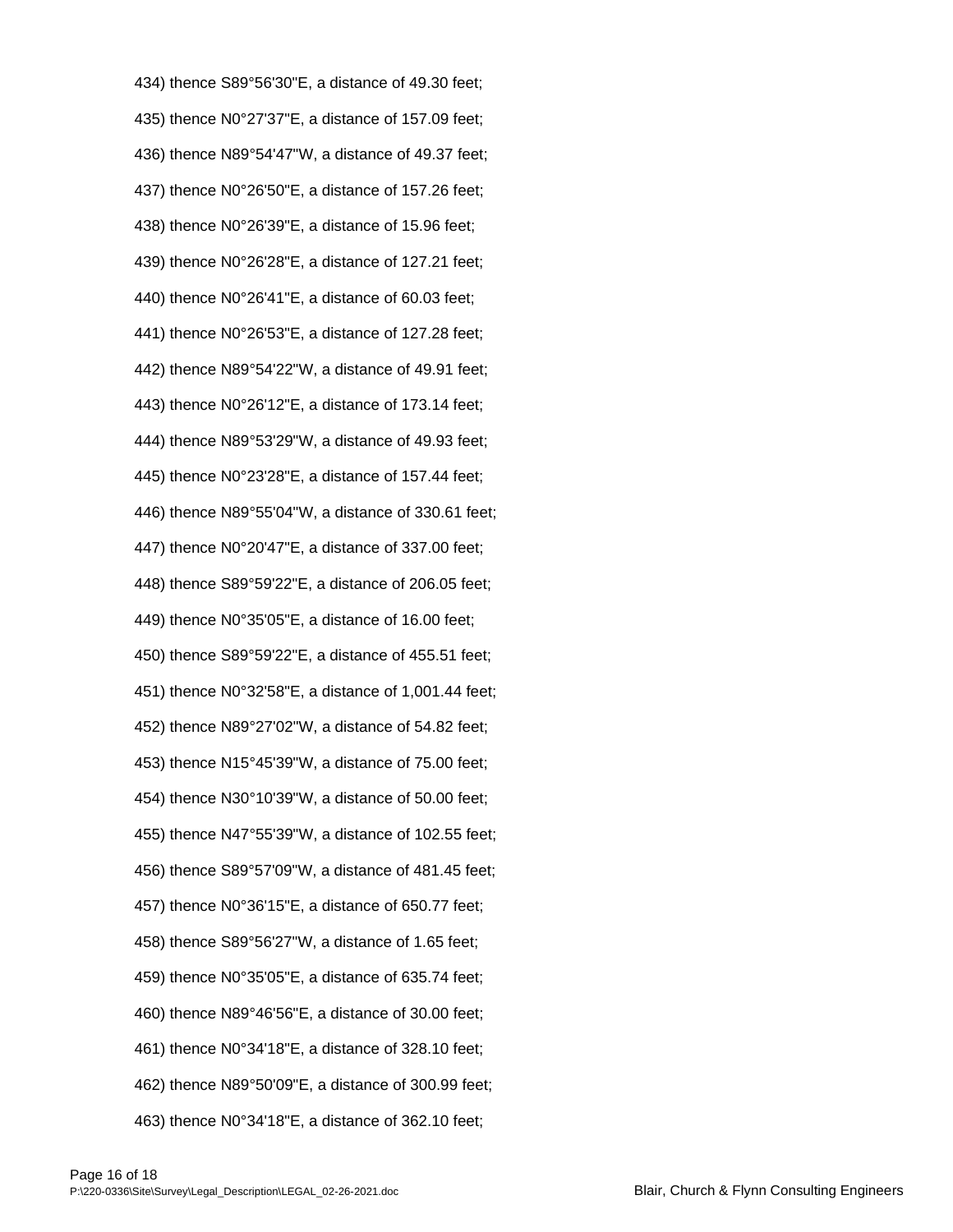434) thence S89°56'30"E, a distance of 49.30 feet;

435) thence N0°27'37"E, a distance of 157.09 feet;

436) thence N89°54'47"W, a distance of 49.37 feet;

437) thence N0°26'50"E, a distance of 157.26 feet;

438) thence N0°26'39"E, a distance of 15.96 feet;

439) thence N0°26'28"E, a distance of 127.21 feet;

440) thence N0°26'41"E, a distance of 60.03 feet;

441) thence N0°26'53"E, a distance of 127.28 feet;

442) thence N89°54'22"W, a distance of 49.91 feet;

443) thence N0°26'12"E, a distance of 173.14 feet;

444) thence N89°53'29"W, a distance of 49.93 feet;

445) thence N0°23'28"E, a distance of 157.44 feet;

446) thence N89°55'04"W, a distance of 330.61 feet;

447) thence N0°20'47"E, a distance of 337.00 feet;

448) thence S89°59'22"E, a distance of 206.05 feet;

449) thence N0°35'05"E, a distance of 16.00 feet;

450) thence S89°59'22"E, a distance of 455.51 feet;

451) thence N0°32'58"E, a distance of 1,001.44 feet;

452) thence N89°27'02"W, a distance of 54.82 feet;

453) thence N15°45'39"W, a distance of 75.00 feet;

454) thence N30°10'39"W, a distance of 50.00 feet;

455) thence N47°55'39"W, a distance of 102.55 feet;

456) thence S89°57'09"W, a distance of 481.45 feet;

457) thence N0°36'15"E, a distance of 650.77 feet;

458) thence S89°56'27"W, a distance of 1.65 feet;

459) thence N0°35'05"E, a distance of 635.74 feet;

460) thence N89°46'56"E, a distance of 30.00 feet;

461) thence N0°34'18"E, a distance of 328.10 feet;

462) thence N89°50'09"E, a distance of 300.99 feet;

463) thence N0°34'18"E, a distance of 362.10 feet;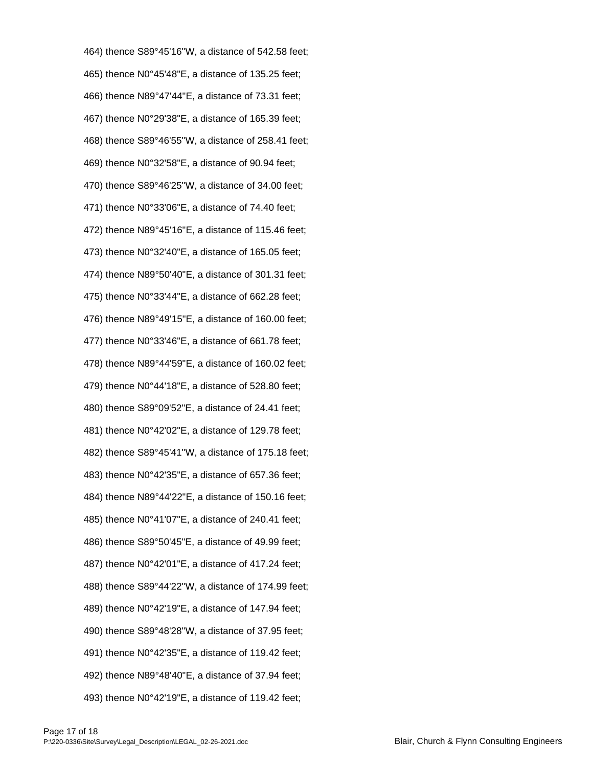464) thence S89°45'16"W, a distance of 542.58 feet;

465) thence N0°45'48"E, a distance of 135.25 feet;

466) thence N89°47'44"E, a distance of 73.31 feet;

467) thence N0°29'38"E, a distance of 165.39 feet;

468) thence S89°46'55"W, a distance of 258.41 feet;

469) thence N0°32'58"E, a distance of 90.94 feet;

470) thence S89°46'25"W, a distance of 34.00 feet;

471) thence N0°33'06"E, a distance of 74.40 feet;

472) thence N89°45'16"E, a distance of 115.46 feet;

473) thence N0°32'40"E, a distance of 165.05 feet;

474) thence N89°50'40"E, a distance of 301.31 feet;

475) thence N0°33'44"E, a distance of 662.28 feet;

476) thence N89°49'15"E, a distance of 160.00 feet;

477) thence N0°33'46"E, a distance of 661.78 feet;

478) thence N89°44'59"E, a distance of 160.02 feet;

479) thence N0°44'18"E, a distance of 528.80 feet;

480) thence S89°09'52"E, a distance of 24.41 feet;

481) thence N0°42'02"E, a distance of 129.78 feet;

482) thence S89°45'41"W, a distance of 175.18 feet;

483) thence N0°42'35"E, a distance of 657.36 feet;

484) thence N89°44'22"E, a distance of 150.16 feet;

485) thence N0°41'07"E, a distance of 240.41 feet;

486) thence S89°50'45"E, a distance of 49.99 feet;

487) thence N0°42'01"E, a distance of 417.24 feet;

488) thence S89°44'22"W, a distance of 174.99 feet;

489) thence N0°42'19"E, a distance of 147.94 feet;

490) thence S89°48'28"W, a distance of 37.95 feet;

491) thence N0°42'35"E, a distance of 119.42 feet;

492) thence N89°48'40"E, a distance of 37.94 feet;

493) thence N0°42'19"E, a distance of 119.42 feet;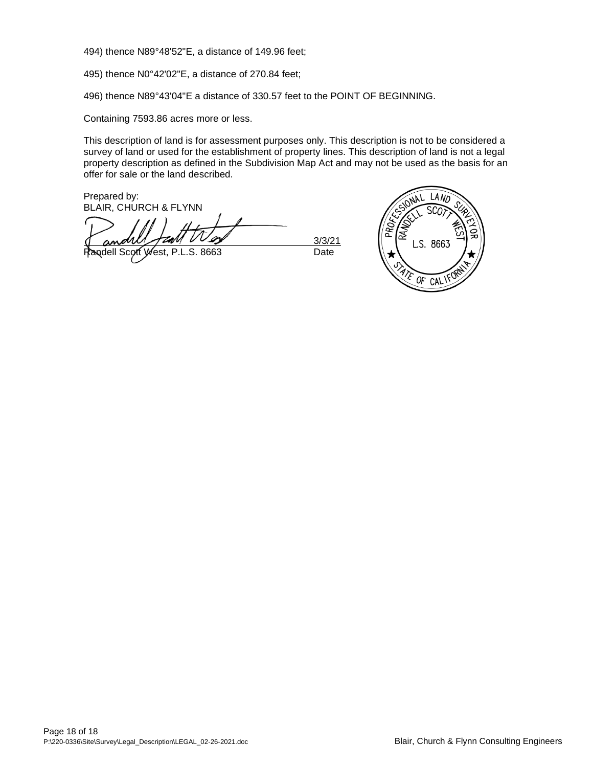494) thence N89°48'52"E, a distance of 149.96 feet;

495) thence N0°42'02"E, a distance of 270.84 feet;

496) thence N89°43'04"E a distance of 330.57 feet to the POINT OF BEGINNING.

Containing 7593.86 acres more or less.

This description of land is for assessment purposes only. This description is not to be considered a survey of land or used for the establishment of property lines. This description of land is not a legal property description as defined in the Subdivision Map Act and may not be used as the basis for an offer for sale or the land described.

Prepared by:
BLAIR, CHURCH & FLYNN

3/3/21

Randell Scott West, P.L.S. 8663 Date

PROFESSIONAL LAND SURVEYOR
RANDELL SCOTT WEST
L.S. 8663
STATE OF CALIFORNIA